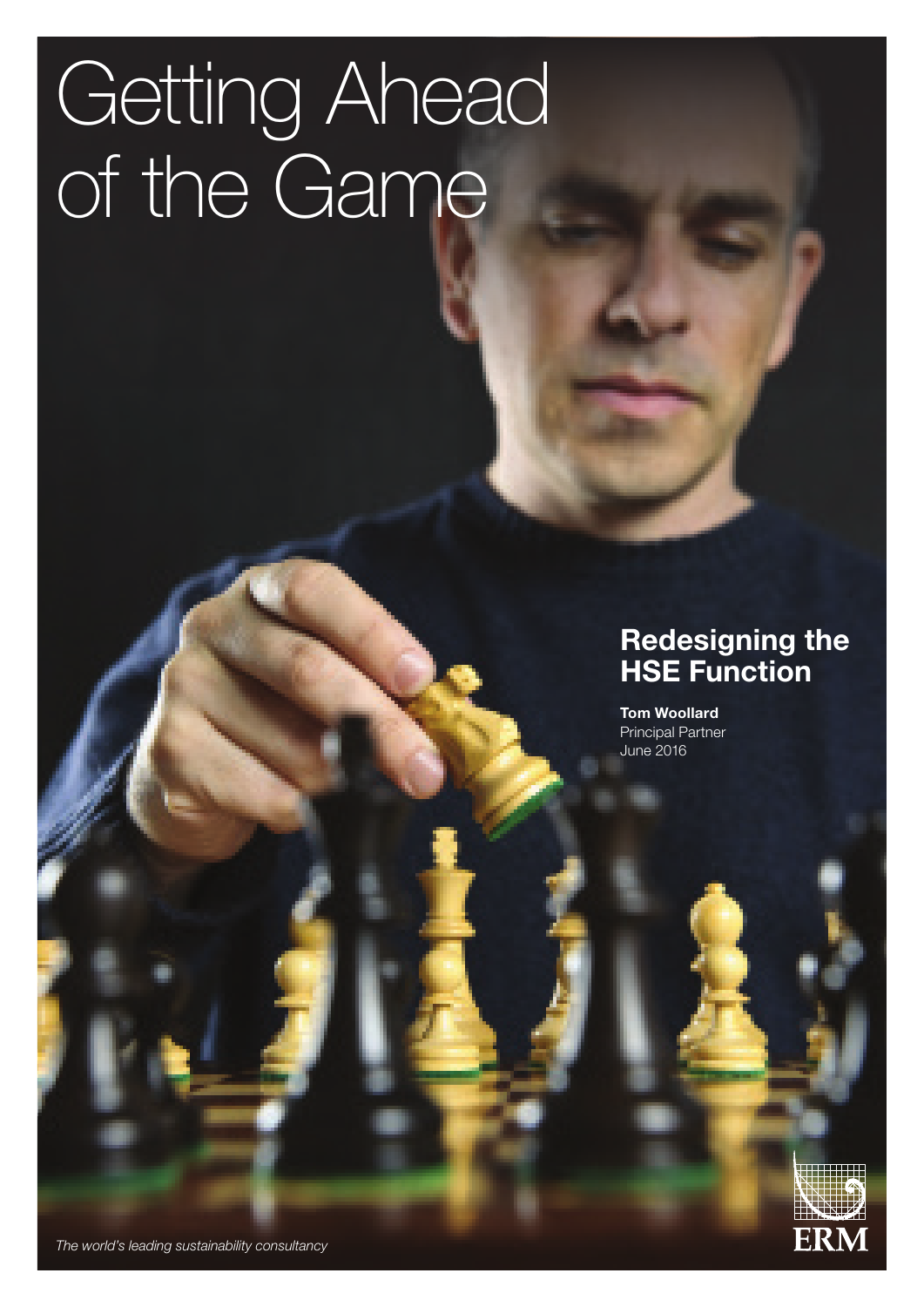# Getting Ahead of the Game

## Redesigning the HSE Function

**Tom Woollard**
Principal Partner
June 2016

*The world's leading sustainability consultancy*

ERM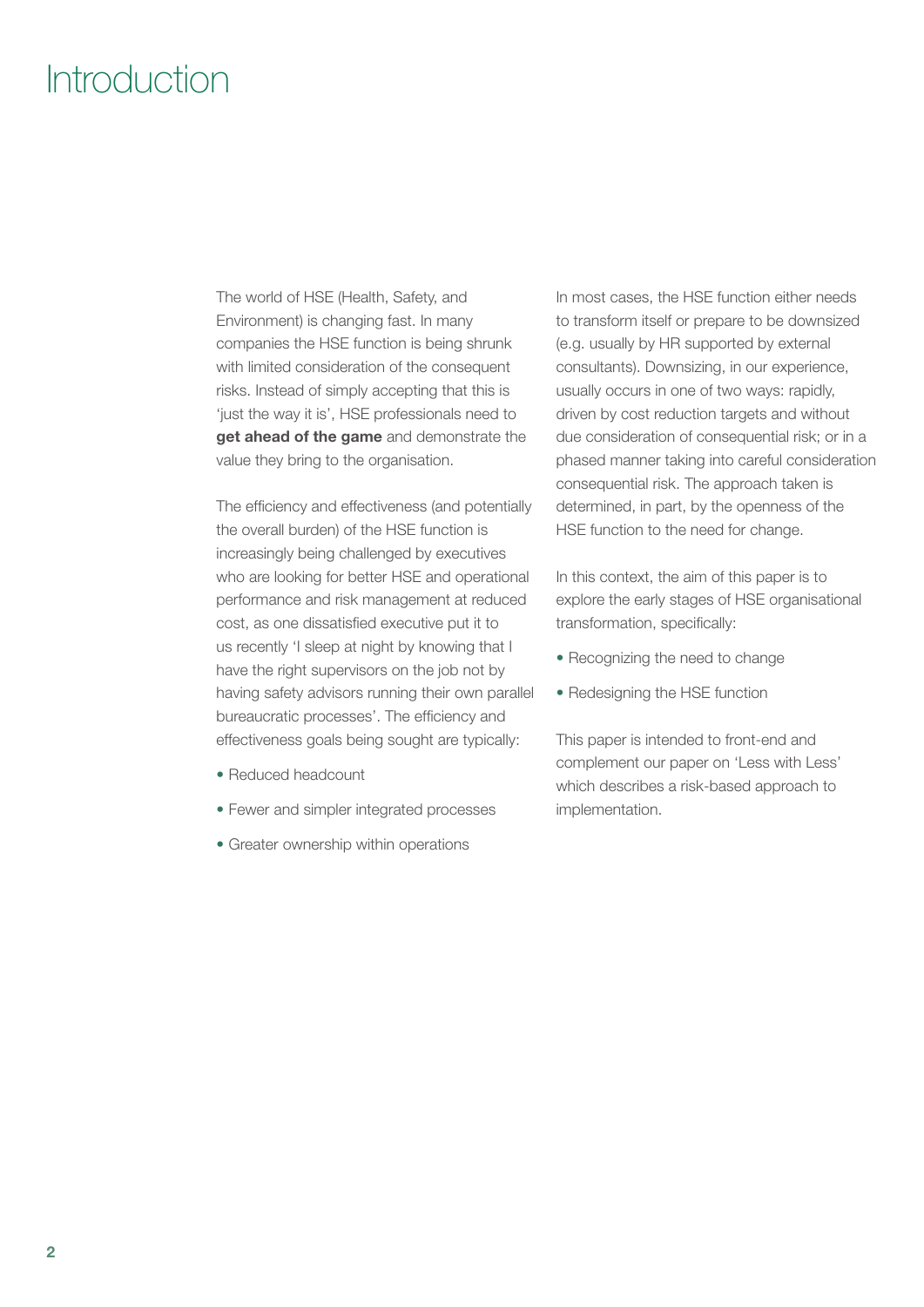# Introduction

The world of HSE (Health, Safety, and Environment) is changing fast. In many companies the HSE function is being shrunk with limited consideration of the consequent risks. Instead of simply accepting that this is 'just the way it is', HSE professionals need to **get ahead of the game** and demonstrate the value they bring to the organisation.

The efficiency and effectiveness (and potentially the overall burden) of the HSE function is increasingly being challenged by executives who are looking for better HSE and operational performance and risk management at reduced cost, as one dissatisfied executive put it to us recently 'I sleep at night by knowing that I have the right supervisors on the job not by having safety advisors running their own parallel bureaucratic processes'. The efficiency and effectiveness goals being sought are typically:

- Reduced headcount
- Fewer and simpler integrated processes
- Greater ownership within operations

In most cases, the HSE function either needs to transform itself or prepare to be downsized (e.g. usually by HR supported by external consultants). Downsizing, in our experience, usually occurs in one of two ways: rapidly, driven by cost reduction targets and without due consideration of consequential risk; or in a phased manner taking into careful consideration consequential risk. The approach taken is determined, in part, by the openness of the HSE function to the need for change.

In this context, the aim of this paper is to explore the early stages of HSE organisational transformation, specifically:

- Recognizing the need to change
- Redesigning the HSE function

This paper is intended to front-end and complement our paper on 'Less with Less' which describes a risk-based approach to implementation.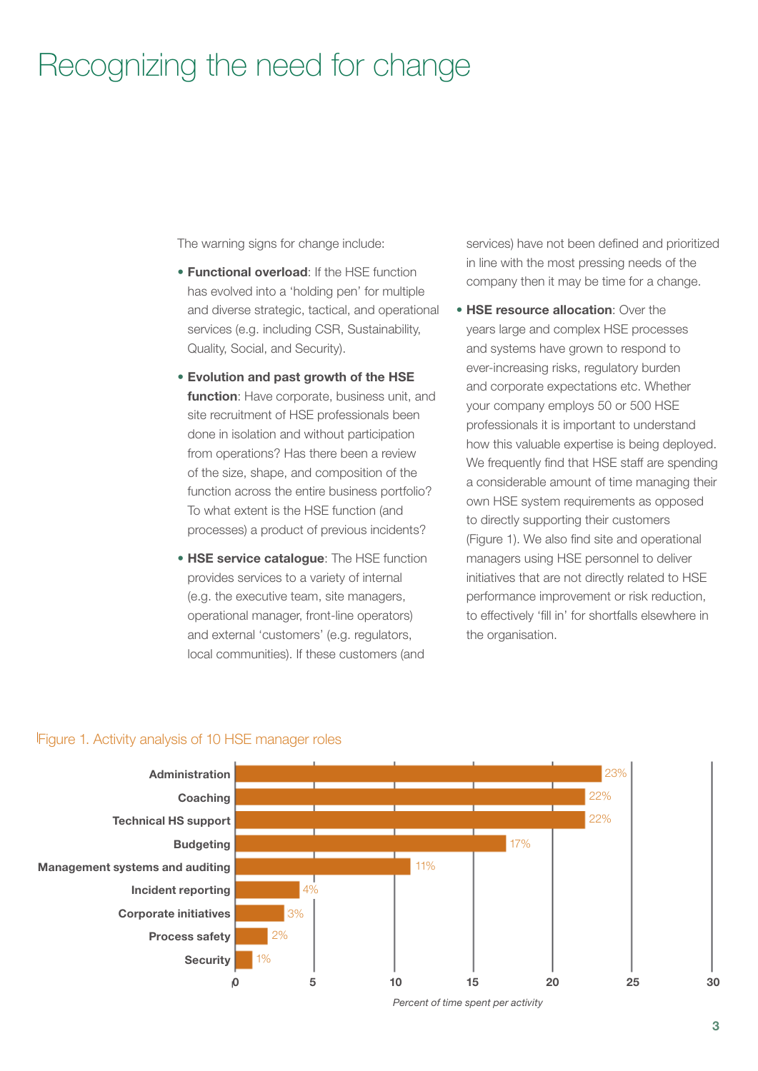# Recognizing the need for change

The warning signs for change include:

- **Functional overload**: If the HSE function has evolved into a 'holding pen' for multiple and diverse strategic, tactical, and operational services (e.g. including CSR, Sustainability, Quality, Social, and Security).
- **Evolution and past growth of the HSE function**: Have corporate, business unit, and site recruitment of HSE professionals been done in isolation and without participation from operations? Has there been a review of the size, shape, and composition of the function across the entire business portfolio? To what extent is the HSE function (and processes) a product of previous incidents?
- **HSE service catalogue**: The HSE function provides services to a variety of internal (e.g. the executive team, site managers, operational manager, front-line operators) and external 'customers' (e.g. regulators, local communities). If these customers (and services) have not been defined and prioritized in line with the most pressing needs of the company then it may be time for a change.
- **HSE resource allocation**: Over the years large and complex HSE processes and systems have grown to respond to ever-increasing risks, regulatory burden and corporate expectations etc. Whether your company employs 50 or 500 HSE professionals it is important to understand how this valuable expertise is being deployed. We frequently find that HSE staff are spending a considerable amount of time managing their own HSE system requirements as opposed to directly supporting their customers (Figure 1). We also find site and operational managers using HSE personnel to deliver initiatives that are not directly related to HSE performance improvement or risk reduction, to effectively 'fill in' for shortfalls elsewhere in the organisation.

Figure 1. Activity analysis of 10 HSE manager roles

| Activity | Percent of time spent per activity |
|---|---|
| Administration | 23% |
| Coaching | 22% |
| Technical HS support | 22% |
| Budgeting | 17% |
| Management systems and auditing | 11% |
| Incident reporting | 4% |
| Corporate initiatives | 3% |
| Process safety | 2% |
| Security | 1% |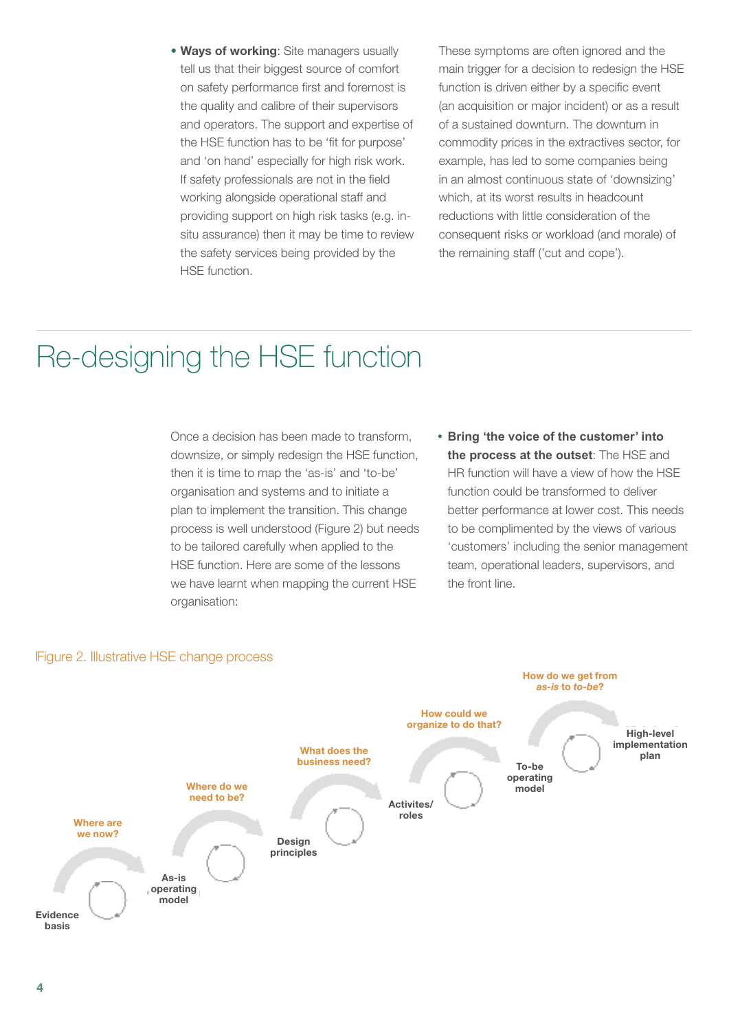- **Ways of working**: Site managers usually tell us that their biggest source of comfort on safety performance first and foremost is the quality and calibre of their supervisors and operators. The support and expertise of the HSE function has to be 'fit for purpose' and 'on hand' especially for high risk work. If safety professionals are not in the field working alongside operational staff and providing support on high risk tasks (e.g. in-situ assurance) then it may be time to review the safety services being provided by the HSE function.

These symptoms are often ignored and the main trigger for a decision to redesign the HSE function is driven either by a specific event (an acquisition or major incident) or as a result of a sustained downturn. The downturn in commodity prices in the extractives sector, for example, has led to some companies being in an almost continuous state of 'downsizing' which, at its worst results in headcount reductions with little consideration of the consequent risks or workload (and morale) of the remaining staff ('cut and cope').

# Re-designing the HSE function

Once a decision has been made to transform, downsize, or simply redesign the HSE function, then it is time to map the 'as-is' and 'to-be' organisation and systems and to initiate a plan to implement the transition. This change process is well understood (Figure 2) but needs to be tailored carefully when applied to the HSE function. Here are some of the lessons we have learnt when mapping the current HSE organisation:

- **Bring 'the voice of the customer' into the process at the outset**: The HSE and HR function will have a view of how the HSE function could be transformed to deliver better performance at lower cost. This needs to be complimented by the views of various 'customers' including the senior management team, operational leaders, supervisors, and the front line.

Figure 2. Illustrative HSE change process

Where are we now? → Evidence basis

Where do we need to be? → As-is operating model

What does the business need? → Design principles

How could we organize to do that? → Activites/ roles

How do we get from *as-is* to *to-be*? → To-be operating model → High-level implementation plan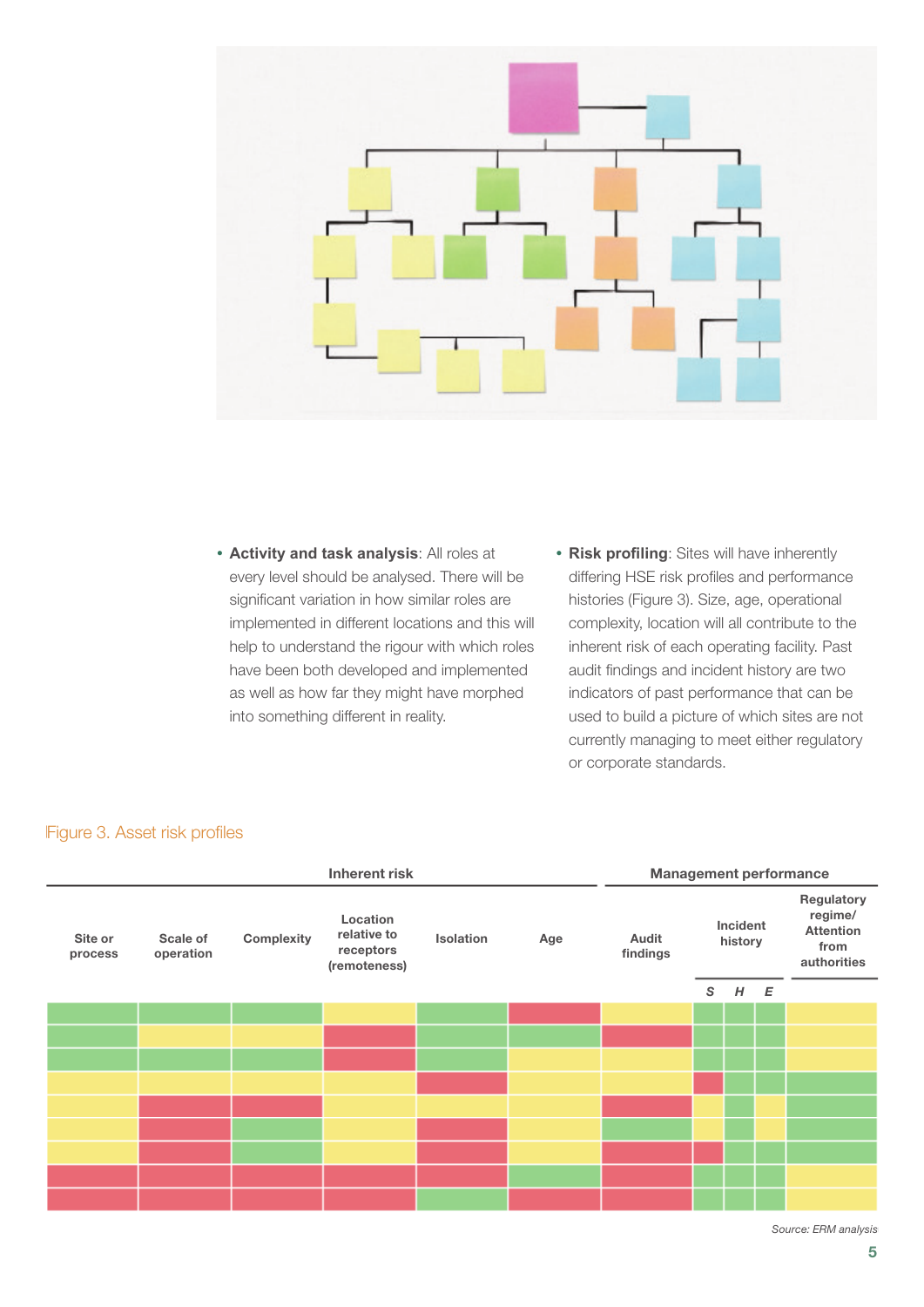- **Activity and task analysis**: All roles at every level should be analysed. There will be significant variation in how similar roles are implemented in different locations and this will help to understand the rigour with which roles have been both developed and implemented as well as how far they might have morphed into something different in reality.
- **Risk profiling**: Sites will have inherently differing HSE risk profiles and performance histories (Figure 3). Size, age, operational complexity, location will all contribute to the inherent risk of each operating facility. Past audit findings and incident history are two indicators of past performance that can be used to build a picture of which sites are not currently managing to meet either regulatory or corporate standards.

Figure 3. Asset risk profiles

| Inherent risk | | | | | | Management performance | | | | |
|---|---|---|---|---|---|---|---|---|---|---|
| Site or process | Scale of operation | Complexity | Location relative to receptors (remoteness) | Isolation | Age | Audit findings | Incident history | | | Regulatory regime/ Attention from authorities |
| | | | | | | | *S* | *H* | *E* | |
| Green | Green | Green | Yellow | Green | Red | Yellow | Green | Green | Green | Yellow |
| Green | Yellow | Yellow | Red | Green | Green | Red | Green | Green | Green | Yellow |
| Green | Green | Green | Red | Green | Yellow | Yellow | Green | Green | Green | Yellow |
| Yellow | Yellow | Yellow | Yellow | Red | Yellow | Yellow | Red | Green | Green | Green |
| Yellow | Red | Red | Yellow | Yellow | Yellow | Red | Yellow | Green | Yellow | Green |
| Yellow | Red | Green | Yellow | Red | Yellow | Green | Yellow | Green | Yellow | Green |
| Yellow | Red | Green | Yellow | Red | Yellow | Red | Red | Green | Green | Green |
| Red | Red | Red | Red | Red | Green | Red | Green | Green | Green | Yellow |
| Red | Red | Red | Red | Green | Red | Red | Green | Green | Green | Yellow |

*Source: ERM analysis*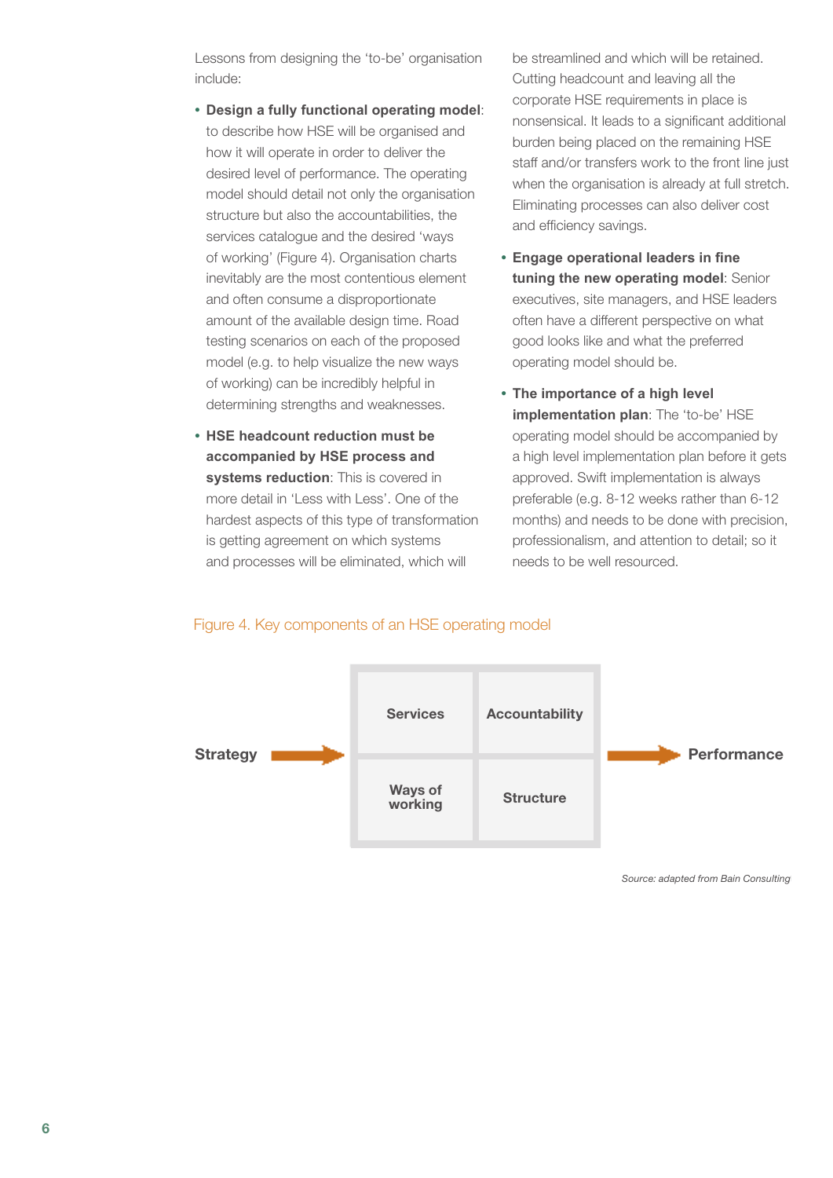Lessons from designing the 'to-be' organisation include:

- **Design a fully functional operating model**: to describe how HSE will be organised and how it will operate in order to deliver the desired level of performance. The operating model should detail not only the organisation structure but also the accountabilities, the services catalogue and the desired 'ways of working' (Figure 4). Organisation charts inevitably are the most contentious element and often consume a disproportionate amount of the available design time. Road testing scenarios on each of the proposed model (e.g. to help visualize the new ways of working) can be incredibly helpful in determining strengths and weaknesses.
- **HSE headcount reduction must be accompanied by HSE process and systems reduction**: This is covered in more detail in 'Less with Less'. One of the hardest aspects of this type of transformation is getting agreement on which systems and processes will be eliminated, which will be streamlined and which will be retained. Cutting headcount and leaving all the corporate HSE requirements in place is nonsensical. It leads to a significant additional burden being placed on the remaining HSE staff and/or transfers work to the front line just when the organisation is already at full stretch. Eliminating processes can also deliver cost and efficiency savings.
- **Engage operational leaders in fine tuning the new operating model**: Senior executives, site managers, and HSE leaders often have a different perspective on what good looks like and what the preferred operating model should be.
- **The importance of a high level implementation plan**: The 'to-be' HSE operating model should be accompanied by a high level implementation plan before it gets approved. Swift implementation is always preferable (e.g. 8-12 weeks rather than 6-12 months) and needs to be done with precision, professionalism, and attention to detail; so it needs to be well resourced.

Figure 4. Key components of an HSE operating model

Strategy → [Services | Accountability | Ways of working | Structure] → Performance

*Source: adapted from Bain Consulting*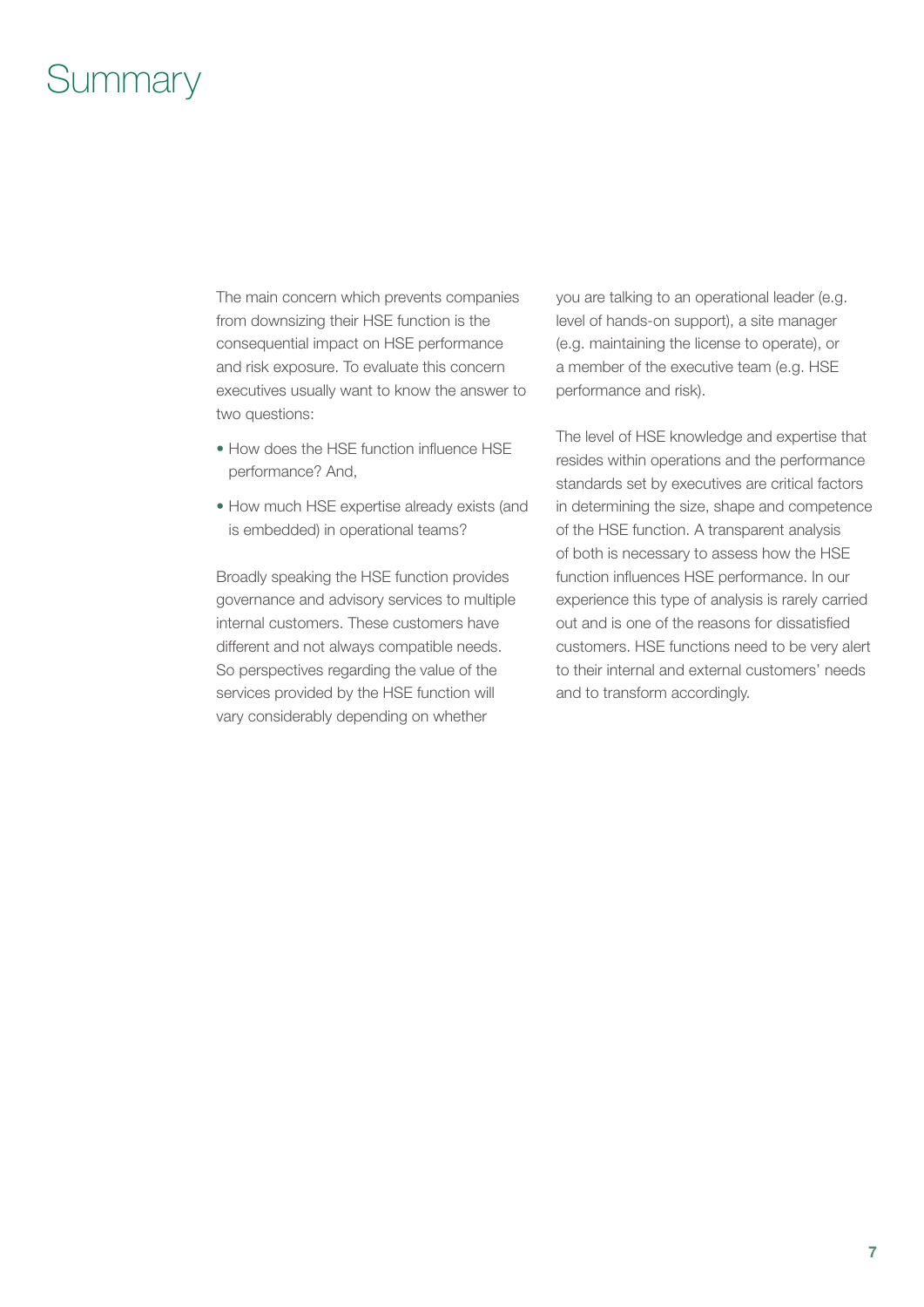# Summary

The main concern which prevents companies from downsizing their HSE function is the consequential impact on HSE performance and risk exposure. To evaluate this concern executives usually want to know the answer to two questions:

- How does the HSE function influence HSE performance? And,
- How much HSE expertise already exists (and is embedded) in operational teams?

Broadly speaking the HSE function provides governance and advisory services to multiple internal customers. These customers have different and not always compatible needs. So perspectives regarding the value of the services provided by the HSE function will vary considerably depending on whether you are talking to an operational leader (e.g. level of hands-on support), a site manager (e.g. maintaining the license to operate), or a member of the executive team (e.g. HSE performance and risk).

The level of HSE knowledge and expertise that resides within operations and the performance standards set by executives are critical factors in determining the size, shape and competence of the HSE function. A transparent analysis of both is necessary to assess how the HSE function influences HSE performance. In our experience this type of analysis is rarely carried out and is one of the reasons for dissatisfied customers. HSE functions need to be very alert to their internal and external customers' needs and to transform accordingly.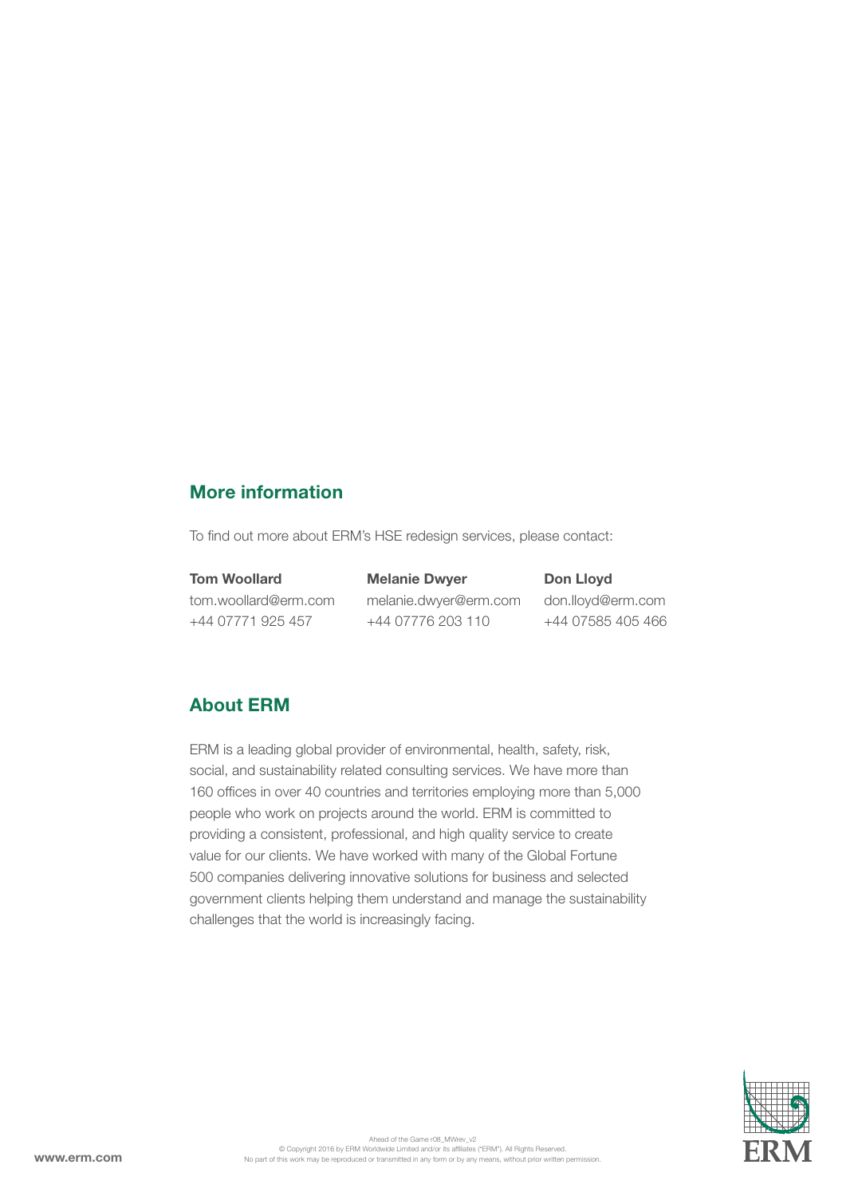## More information

To find out more about ERM's HSE redesign services, please contact:

**Tom Woollard**
tom.woollard@erm.com
+44 07771 925 457

**Melanie Dwyer**
melanie.dwyer@erm.com
+44 07776 203 110

**Don Lloyd**
don.lloyd@erm.com
+44 07585 405 466

## About ERM

ERM is a leading global provider of environmental, health, safety, risk, social, and sustainability related consulting services. We have more than 160 offices in over 40 countries and territories employing more than 5,000 people who work on projects around the world. ERM is committed to providing a consistent, professional, and high quality service to create value for our clients. We have worked with many of the Global Fortune 500 companies delivering innovative solutions for business and selected government clients helping them understand and manage the sustainability challenges that the world is increasingly facing.

www.erm.com

Ahead of the Game r08_MWrev_v2
© Copyright 2016 by ERM Worldwide Limited and/or its affiliates ("ERM"). All Rights Reserved.
No part of this work may be reproduced or transmitted in any form or by any means, without prior written permission.

ERM